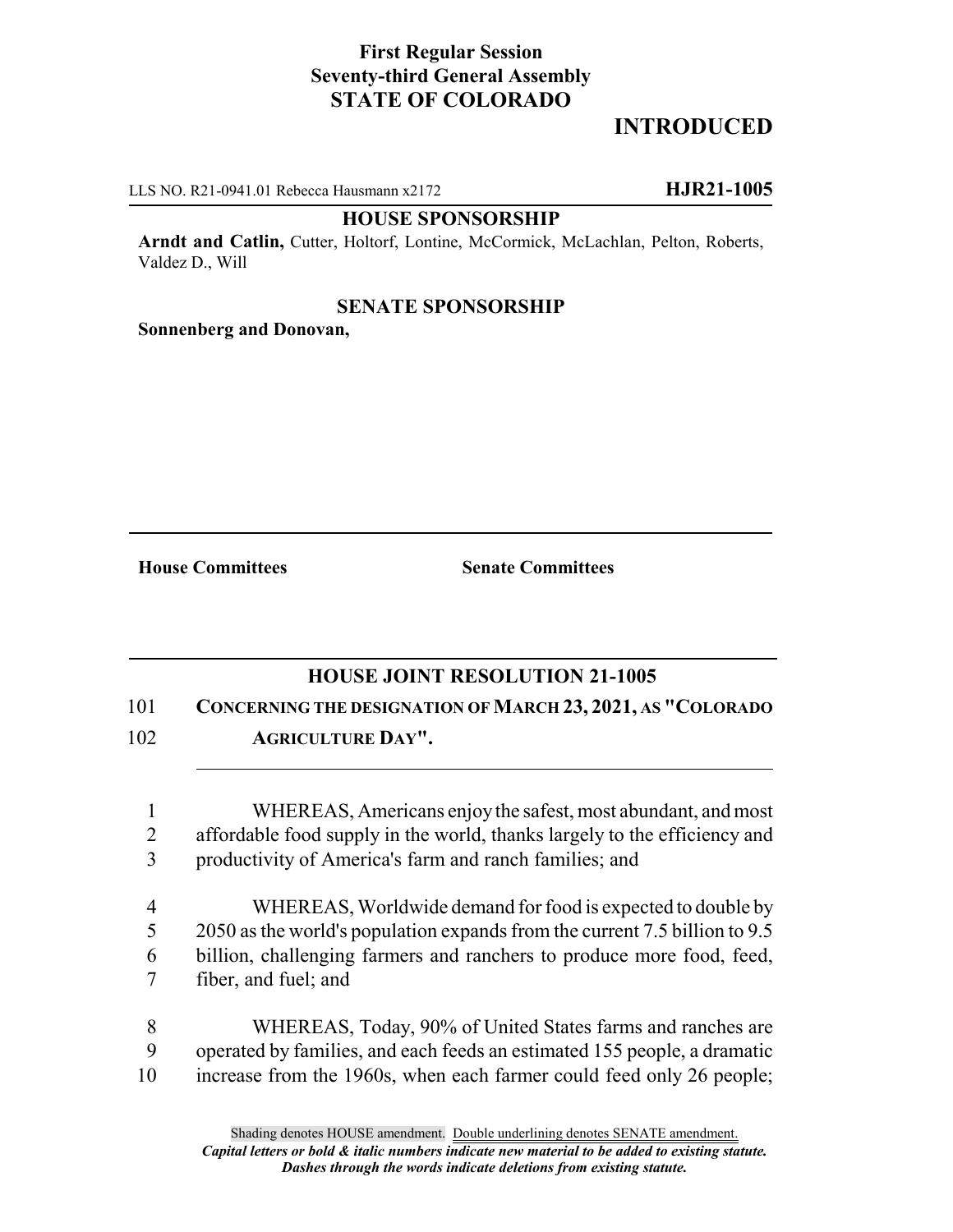**First Regular Session**
**Seventy-third General Assembly**
**STATE OF COLORADO**

# INTRODUCED

LLS NO. R21-0941.01 Rebecca Hausmann x2172 **HJR21-1005**

**HOUSE SPONSORSHIP**

**Arndt and Catlin,** Cutter, Holtorf, Lontine, McCormick, McLachlan, Pelton, Roberts, Valdez D., Will

**SENATE SPONSORSHIP**

**Sonnenberg and Donovan,**

**House Committees** **Senate Committees**

## HOUSE JOINT RESOLUTION 21-1005

101 **CONCERNING THE DESIGNATION OF MARCH 23, 2021, AS "COLORADO**
102 **AGRICULTURE DAY".**

1 WHEREAS, Americans enjoy the safest, most abundant, and most
2 affordable food supply in the world, thanks largely to the efficiency and
3 productivity of America's farm and ranch families; and

4 WHEREAS, Worldwide demand for food is expected to double by
5 2050 as the world's population expands from the current 7.5 billion to 9.5
6 billion, challenging farmers and ranchers to produce more food, feed,
7 fiber, and fuel; and

8 WHEREAS, Today, 90% of United States farms and ranches are
9 operated by families, and each feeds an estimated 155 people, a dramatic
10 increase from the 1960s, when each farmer could feed only 26 people;

Shading denotes HOUSE amendment. Double underlining denotes SENATE amendment.
*Capital letters or bold & italic numbers indicate new material to be added to existing statute.*
*Dashes through the words indicate deletions from existing statute.*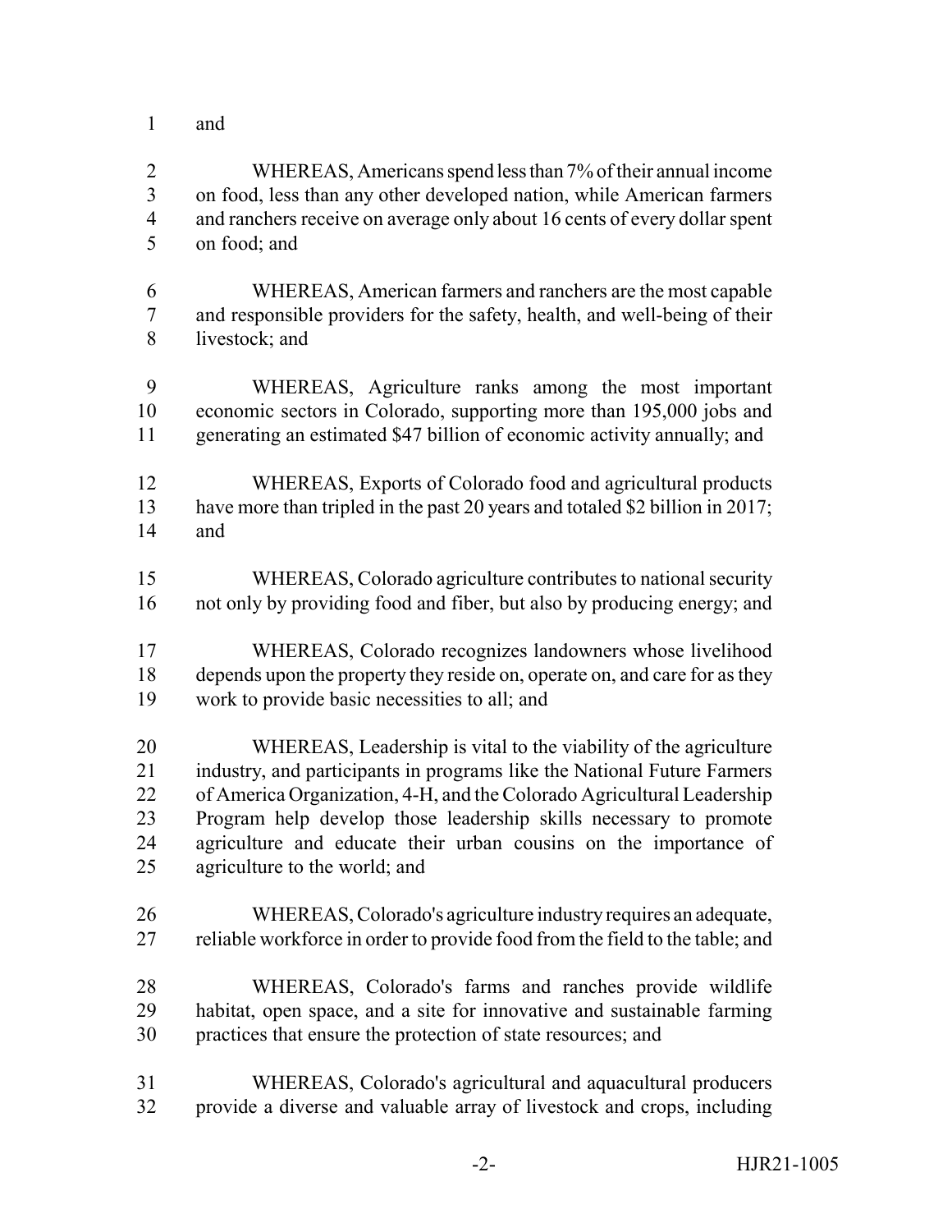and

WHEREAS, Americans spend less than 7% of their annual income on food, less than any other developed nation, while American farmers and ranchers receive on average only about 16 cents of every dollar spent on food; and

WHEREAS, American farmers and ranchers are the most capable and responsible providers for the safety, health, and well-being of their livestock; and

WHEREAS, Agriculture ranks among the most important economic sectors in Colorado, supporting more than 195,000 jobs and generating an estimated $47 billion of economic activity annually; and

WHEREAS, Exports of Colorado food and agricultural products have more than tripled in the past 20 years and totaled $2 billion in 2017; and

WHEREAS, Colorado agriculture contributes to national security not only by providing food and fiber, but also by producing energy; and

WHEREAS, Colorado recognizes landowners whose livelihood depends upon the property they reside on, operate on, and care for as they work to provide basic necessities to all; and

WHEREAS, Leadership is vital to the viability of the agriculture industry, and participants in programs like the National Future Farmers of America Organization, 4-H, and the Colorado Agricultural Leadership Program help develop those leadership skills necessary to promote agriculture and educate their urban cousins on the importance of agriculture to the world; and

WHEREAS, Colorado's agriculture industry requires an adequate, reliable workforce in order to provide food from the field to the table; and

WHEREAS, Colorado's farms and ranches provide wildlife habitat, open space, and a site for innovative and sustainable farming practices that ensure the protection of state resources; and

WHEREAS, Colorado's agricultural and aquacultural producers provide a diverse and valuable array of livestock and crops, including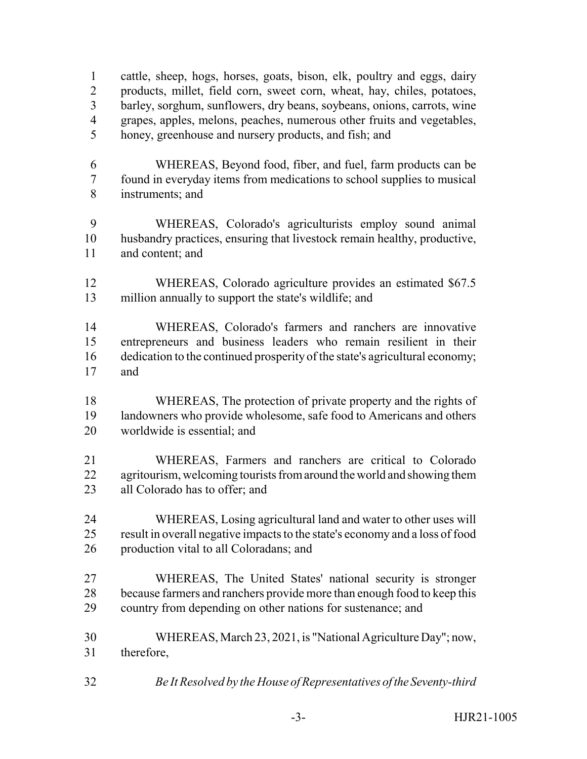cattle, sheep, hogs, horses, goats, bison, elk, poultry and eggs, dairy products, millet, field corn, sweet corn, wheat, hay, chiles, potatoes, barley, sorghum, sunflowers, dry beans, soybeans, onions, carrots, wine grapes, apples, melons, peaches, numerous other fruits and vegetables, honey, greenhouse and nursery products, and fish; and

WHEREAS, Beyond food, fiber, and fuel, farm products can be found in everyday items from medications to school supplies to musical instruments; and

WHEREAS, Colorado's agriculturists employ sound animal husbandry practices, ensuring that livestock remain healthy, productive, and content; and

WHEREAS, Colorado agriculture provides an estimated $67.5 million annually to support the state's wildlife; and

WHEREAS, Colorado's farmers and ranchers are innovative entrepreneurs and business leaders who remain resilient in their dedication to the continued prosperity of the state's agricultural economy; and

WHEREAS, The protection of private property and the rights of landowners who provide wholesome, safe food to Americans and others worldwide is essential; and

WHEREAS, Farmers and ranchers are critical to Colorado agritourism, welcoming tourists from around the world and showing them all Colorado has to offer; and

WHEREAS, Losing agricultural land and water to other uses will result in overall negative impacts to the state's economy and a loss of food production vital to all Coloradans; and

WHEREAS, The United States' national security is stronger because farmers and ranchers provide more than enough food to keep this country from depending on other nations for sustenance; and

WHEREAS, March 23, 2021, is "National Agriculture Day"; now, therefore,

*Be It Resolved by the House of Representatives of the Seventy-third*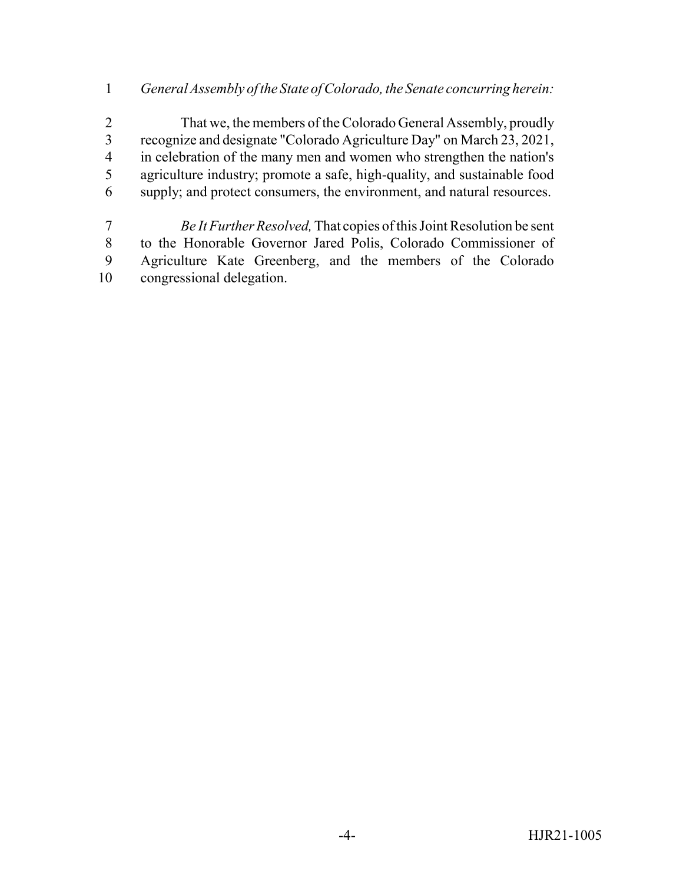*General Assembly of the State of Colorado, the Senate concurring herein:*

That we, the members of the Colorado General Assembly, proudly recognize and designate "Colorado Agriculture Day" on March 23, 2021, in celebration of the many men and women who strengthen the nation's agriculture industry; promote a safe, high-quality, and sustainable food supply; and protect consumers, the environment, and natural resources.

*Be It Further Resolved,* That copies of this Joint Resolution be sent to the Honorable Governor Jared Polis, Colorado Commissioner of Agriculture Kate Greenberg, and the members of the Colorado congressional delegation.